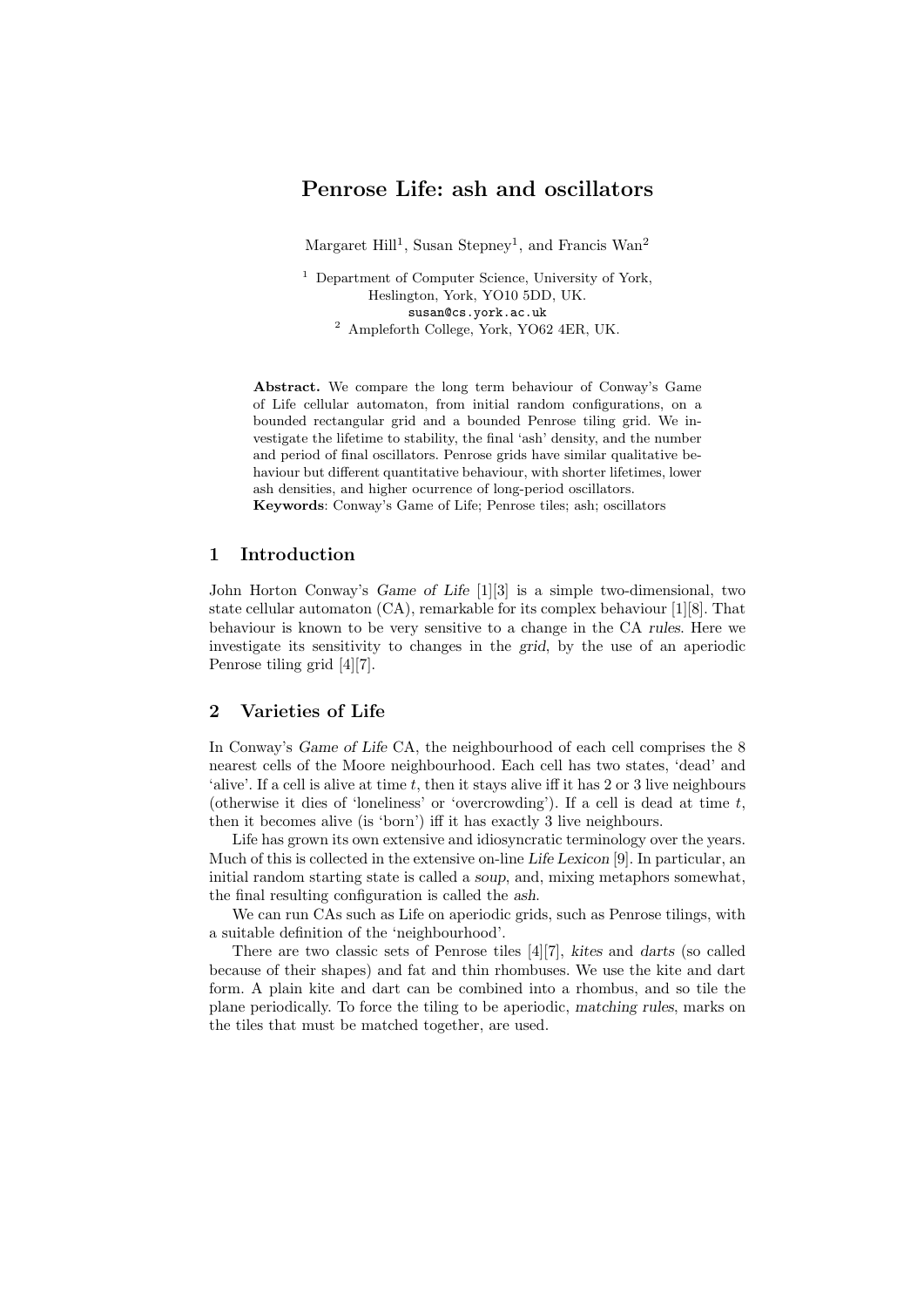# Penrose Life: ash and oscillators

Margaret Hill[1], Susan Stepney[1], and Francis Wan[2]

[1] Department of Computer Science, University of York, Heslington, York, YO10 5DD, UK.
susan@cs.york.ac.uk
[2] Ampleforth College, York, YO62 4ER, UK.

**Abstract.** We compare the long term behaviour of Conway's Game of Life cellular automaton, from initial random configurations, on a bounded rectangular grid and a bounded Penrose tiling grid. We investigate the lifetime to stability, the final 'ash' density, and the number and period of final oscillators. Penrose grids have similar qualitative behaviour but different quantitative behaviour, with shorter lifetimes, lower ash densities, and higher ocurrence of long-period oscillators.
**Keywords**: Conway's Game of Life; Penrose tiles; ash; oscillators

## 1 Introduction

John Horton Conway's *Game of Life* [1][3] is a simple two-dimensional, two state cellular automaton (CA), remarkable for its complex behaviour [1][8]. That behaviour is known to be very sensitive to a change in the CA *rules*. Here we investigate its sensitivity to changes in the *grid*, by the use of an aperiodic Penrose tiling grid [4][7].

## 2 Varieties of Life

In Conway's *Game of Life* CA, the neighbourhood of each cell comprises the 8 nearest cells of the Moore neighbourhood. Each cell has two states, 'dead' and 'alive'. If a cell is alive at time $t$, then it stays alive iff it has 2 or 3 live neighbours (otherwise it dies of 'loneliness' or 'overcrowding'). If a cell is dead at time $t$, then it becomes alive (is 'born') iff it has exactly 3 live neighbours.

Life has grown its own extensive and idiosyncratic terminology over the years. Much of this is collected in the extensive on-line *Life Lexicon* [9]. In particular, an initial random starting state is called a *soup*, and, mixing metaphors somewhat, the final resulting configuration is called the *ash*.

We can run CAs such as Life on aperiodic grids, such as Penrose tilings, with a suitable definition of the 'neighbourhood'.

There are two classic sets of Penrose tiles [4][7], *kites* and *darts* (so called because of their shapes) and fat and thin rhombuses. We use the kite and dart form. A plain kite and dart can be combined into a rhombus, and so tile the plane periodically. To force the tiling to be aperiodic, *matching rules*, marks on the tiles that must be matched together, are used.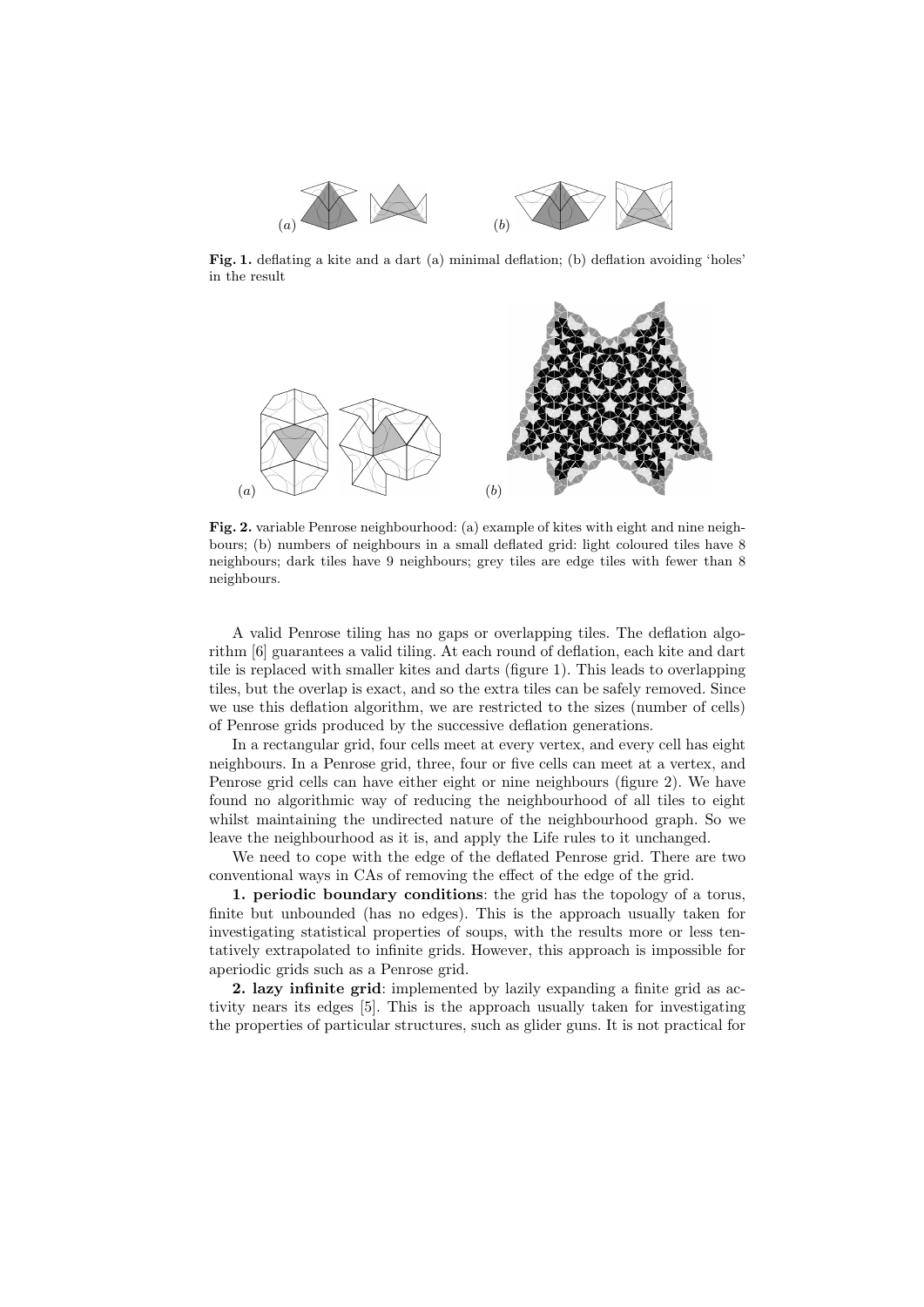**Fig. 1.** deflating a kite and a dart (a) minimal deflation; (b) deflation avoiding 'holes' in the result

**Fig. 2.** variable Penrose neighbourhood: (a) example of kites with eight and nine neighbours; (b) numbers of neighbours in a small deflated grid: light coloured tiles have 8 neighbours; dark tiles have 9 neighbours; grey tiles are edge tiles with fewer than 8 neighbours.

A valid Penrose tiling has no gaps or overlapping tiles. The deflation algorithm [6] guarantees a valid tiling. At each round of deflation, each kite and dart tile is replaced with smaller kites and darts (figure 1). This leads to overlapping tiles, but the overlap is exact, and so the extra tiles can be safely removed. Since we use this deflation algorithm, we are restricted to the sizes (number of cells) of Penrose grids produced by the successive deflation generations.

In a rectangular grid, four cells meet at every vertex, and every cell has eight neighbours. In a Penrose grid, three, four or five cells can meet at a vertex, and Penrose grid cells can have either eight or nine neighbours (figure 2). We have found no algorithmic way of reducing the neighbourhood of all tiles to eight whilst maintaining the undirected nature of the neighbourhood graph. So we leave the neighbourhood as it is, and apply the Life rules to it unchanged.

We need to cope with the edge of the deflated Penrose grid. There are two conventional ways in CAs of removing the effect of the edge of the grid.

**1. periodic boundary conditions**: the grid has the topology of a torus, finite but unbounded (has no edges). This is the approach usually taken for investigating statistical properties of soups, with the results more or less tentatively extrapolated to infinite grids. However, this approach is impossible for aperiodic grids such as a Penrose grid.

**2. lazy infinite grid**: implemented by lazily expanding a finite grid as activity nears its edges [5]. This is the approach usually taken for investigating the properties of particular structures, such as glider guns. It is not practical for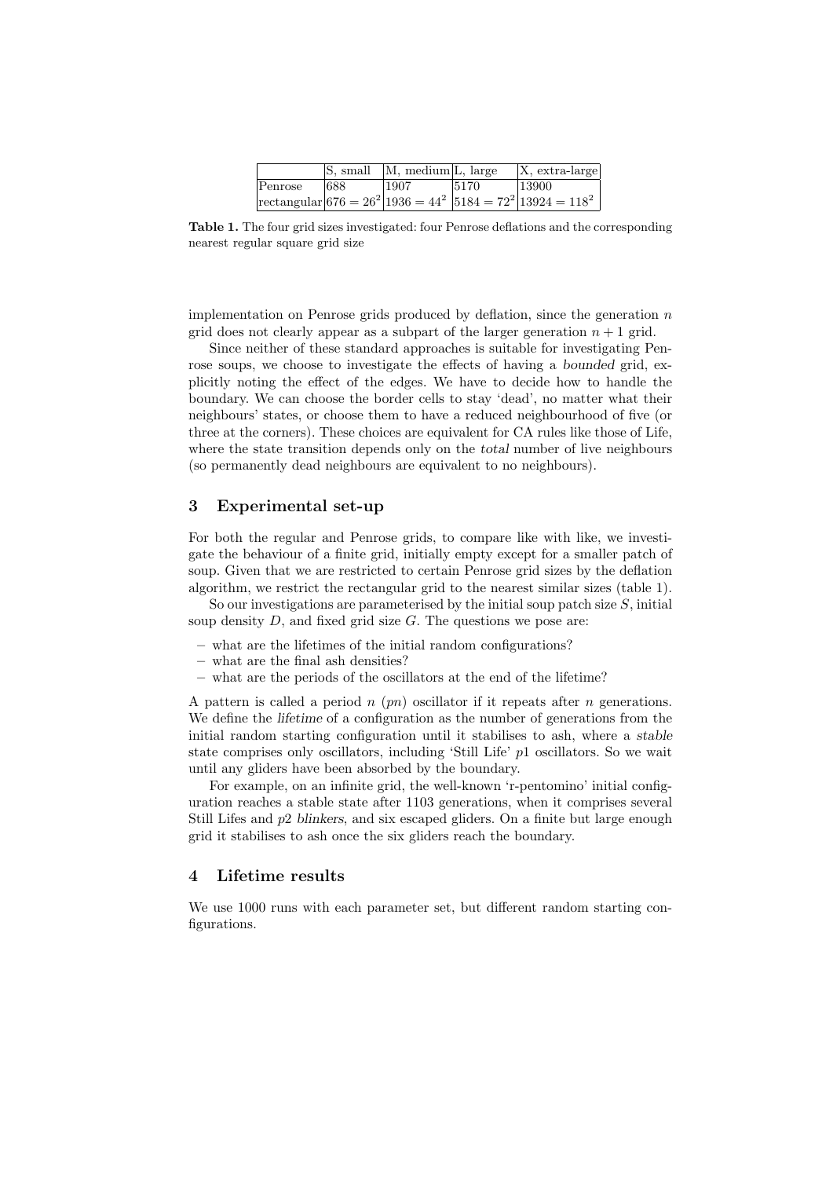|  | S, small | M, medium | L, large | X, extra-large |
| --- | --- | --- | --- | --- |
| Penrose | 688 | 1907 | 5170 | 13900 |
| rectangular | $676 = 26^2$ | $1936 = 44^2$ | $5184 = 72^2$ | $13924 = 118^2$ |

**Table 1.** The four grid sizes investigated: four Penrose deflations and the corresponding nearest regular square grid size

implementation on Penrose grids produced by deflation, since the generation $n$ grid does not clearly appear as a subpart of the larger generation $n + 1$ grid.

Since neither of these standard approaches is suitable for investigating Penrose soups, we choose to investigate the effects of having a *bounded* grid, explicitly noting the effect of the edges. We have to decide how to handle the boundary. We can choose the border cells to stay 'dead', no matter what their neighbours' states, or choose them to have a reduced neighbourhood of five (or three at the corners). These choices are equivalent for CA rules like those of Life, where the state transition depends only on the *total* number of live neighbours (so permanently dead neighbours are equivalent to no neighbours).

## 3 Experimental set-up

For both the regular and Penrose grids, to compare like with like, we investigate the behaviour of a finite grid, initially empty except for a smaller patch of soup. Given that we are restricted to certain Penrose grid sizes by the deflation algorithm, we restrict the rectangular grid to the nearest similar sizes (table 1).

So our investigations are parameterised by the initial soup patch size $S$, initial soup density $D$, and fixed grid size $G$. The questions we pose are:

- what are the lifetimes of the initial random configurations?
- what are the final ash densities?
- what are the periods of the oscillators at the end of the lifetime?

A pattern is called a period $n$ ($pn$) oscillator if it repeats after $n$ generations. We define the *lifetime* of a configuration as the number of generations from the initial random starting configuration until it stabilises to ash, where a *stable* state comprises only oscillators, including 'Still Life' $p1$ oscillators. So we wait until any gliders have been absorbed by the boundary.

For example, on an infinite grid, the well-known 'r-pentomino' initial configuration reaches a stable state after 1103 generations, when it comprises several Still Lifes and $p2$ *blinkers*, and six escaped gliders. On a finite but large enough grid it stabilises to ash once the six gliders reach the boundary.

## 4 Lifetime results

We use 1000 runs with each parameter set, but different random starting configurations.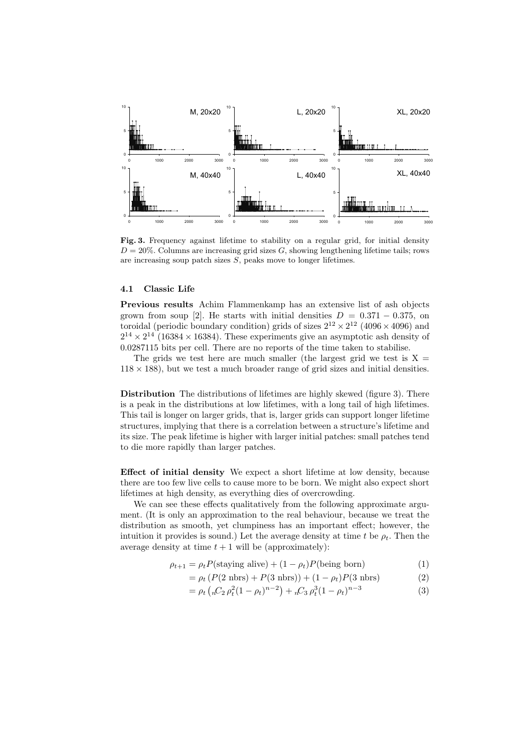**Fig. 3.** Frequency against lifetime to stability on a regular grid, for initial density $D = 20\%$. Columns are increasing grid sizes $G$, showing lengthening lifetime tails; rows are increasing soup patch sizes $S$, peaks move to longer lifetimes.

### 4.1 Classic Life

**Previous results** Achim Flammenkamp has an extensive list of ash objects grown from soup [2]. He starts with initial densities $D = 0.371 - 0.375$, on toroidal (periodic boundary condition) grids of sizes $2^{12} \times 2^{12}$ ($4096 \times 4096$) and $2^{14} \times 2^{14}$ ($16384 \times 16384$). These experiments give an asymptotic ash density of 0.0287115 bits per cell. There are no reports of the time taken to stabilise.

The grids we test here are much smaller (the largest grid we test is $X = 118 \times 188$), but we test a much broader range of grid sizes and initial densities.

**Distribution** The distributions of lifetimes are highly skewed (figure 3). There is a peak in the distributions at low lifetimes, with a long tail of high lifetimes. This tail is longer on larger grids, that is, larger grids can support longer lifetime structures, implying that there is a correlation between a structure's lifetime and its size. The peak lifetime is higher with larger initial patches: small patches tend to die more rapidly than larger patches.

**Effect of initial density** We expect a short lifetime at low density, because there are too few live cells to cause more to be born. We might also expect short lifetimes at high density, as everything dies of overcrowding.

We can see these effects qualitatively from the following approximate argument. (It is only an approximation to the real behaviour, because we treat the distribution as smooth, yet clumpiness has an important effect; however, the intuition it provides is sound.) Let the average density at time $t$ be $\rho_t$. Then the average density at time $t+1$ will be (approximately):

$$\rho_{t+1} = \rho_t P(\text{staying alive}) + (1 - \rho_t) P(\text{being born}) \tag{1}$$

$$= \rho_t \left( P(2 \text{ nbrs}) + P(3 \text{ nbrs}) \right) + (1 - \rho_t) P(3 \text{ nbrs}) \tag{2}$$

$$= \rho_t \left( {}_nC_2\, \rho_t^2 (1 - \rho_t)^{n-2} \right) + {}_nC_3\, \rho_t^3 (1 - \rho_t)^{n-3} \tag{3}$$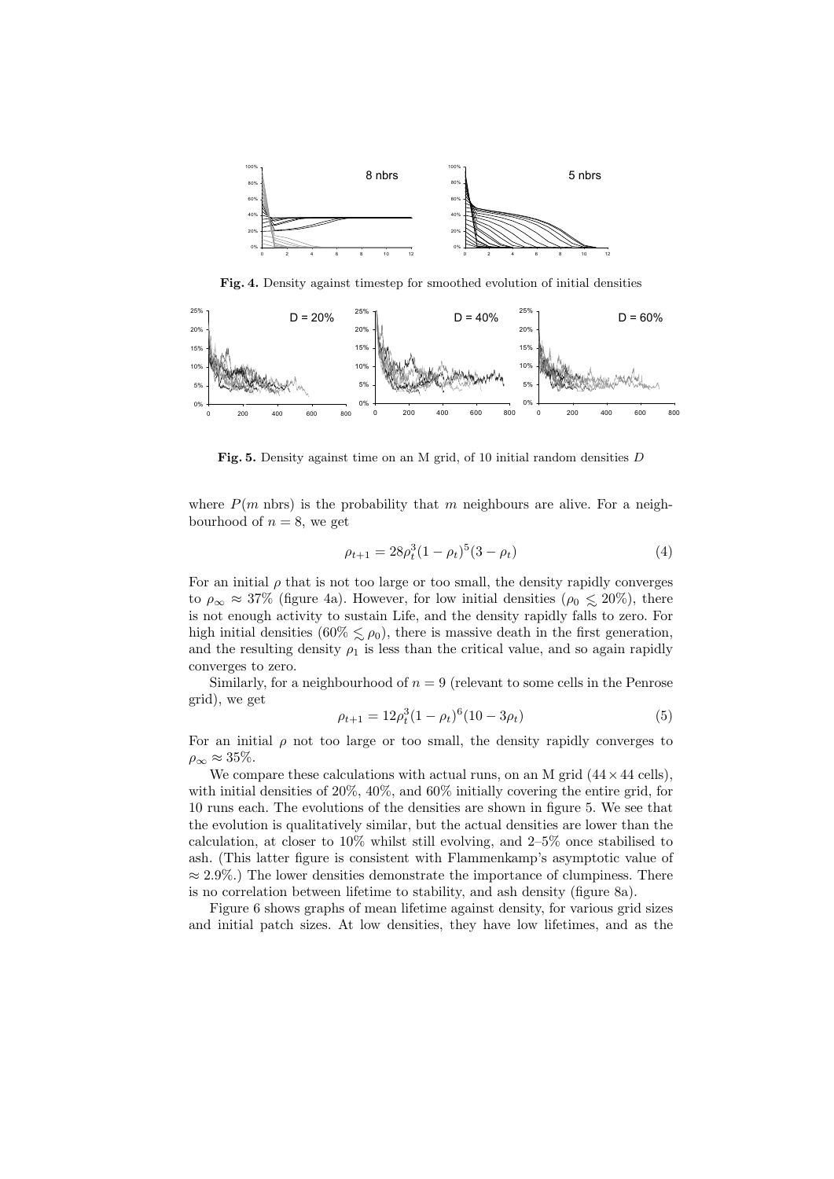**Fig. 4.** Density against timestep for smoothed evolution of initial densities

**Fig. 5.** Density against time on an M grid, of 10 initial random densities $D$

where $P(m \text{ nbrs})$ is the probability that $m$ neighbours are alive. For a neighbourhood of $n = 8$, we get

$$\rho_{t+1} = 28\rho_t^3(1-\rho_t)^5(3-\rho_t) \tag{4}$$

For an initial $\rho$ that is not too large or too small, the density rapidly converges to $\rho_\infty \approx 37\%$ (figure 4a). However, for low initial densities ($\rho_0 \lesssim 20\%$), there is not enough activity to sustain Life, and the density rapidly falls to zero. For high initial densities ($60\% \lesssim \rho_0$), there is massive death in the first generation, and the resulting density $\rho_1$ is less than the critical value, and so again rapidly converges to zero.

Similarly, for a neighbourhood of $n = 9$ (relevant to some cells in the Penrose grid), we get

$$\rho_{t+1} = 12\rho_t^3(1-\rho_t)^6(10-3\rho_t) \tag{5}$$

For an initial $\rho$ not too large or too small, the density rapidly converges to $\rho_\infty \approx 35\%$.

We compare these calculations with actual runs, on an M grid ($44 \times 44$ cells), with initial densities of 20%, 40%, and 60% initially covering the entire grid, for 10 runs each. The evolutions of the densities are shown in figure 5. We see that the evolution is qualitatively similar, but the actual densities are lower than the calculation, at closer to 10% whilst still evolving, and 2–5% once stabilised to ash. (This latter figure is consistent with Flammenkamp's asymptotic value of $\approx 2.9\%$.) The lower densities demonstrate the importance of clumpiness. There is no correlation between lifetime to stability, and ash density (figure 8a).

Figure 6 shows graphs of mean lifetime against density, for various grid sizes and initial patch sizes. At low densities, they have low lifetimes, and as the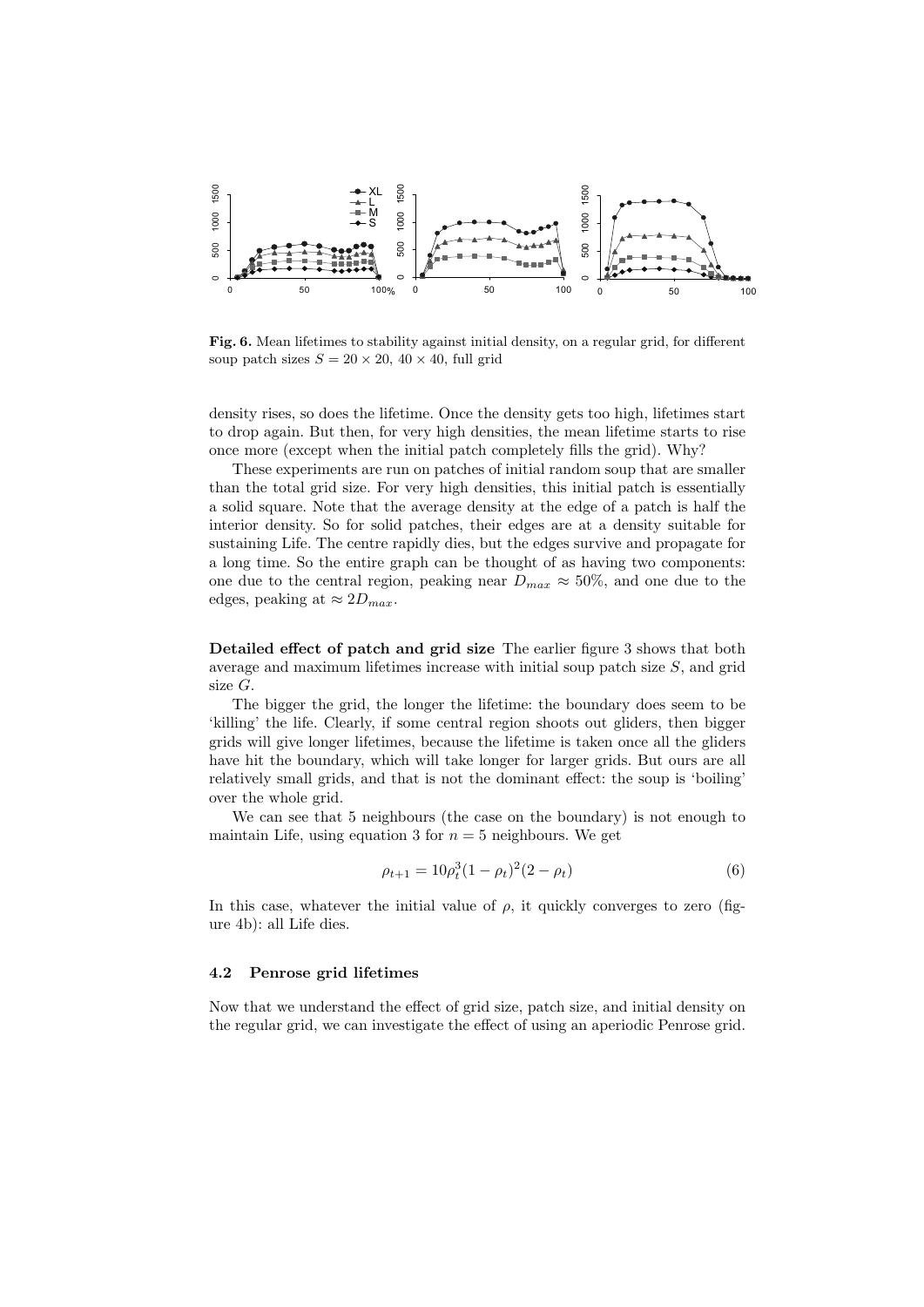**Fig. 6.** Mean lifetimes to stability against initial density, on a regular grid, for different soup patch sizes $S = 20 \times 20$, $40 \times 40$, full grid

density rises, so does the lifetime. Once the density gets too high, lifetimes start to drop again. But then, for very high densities, the mean lifetime starts to rise once more (except when the initial patch completely fills the grid). Why?

These experiments are run on patches of initial random soup that are smaller than the total grid size. For very high densities, this initial patch is essentially a solid square. Note that the average density at the edge of a patch is half the interior density. So for solid patches, their edges are at a density suitable for sustaining Life. The centre rapidly dies, but the edges survive and propagate for a long time. So the entire graph can be thought of as having two components: one due to the central region, peaking near $D_{max} \approx 50\%$, and one due to the edges, peaking at $\approx 2D_{max}$.

**Detailed effect of patch and grid size** The earlier figure 3 shows that both average and maximum lifetimes increase with initial soup patch size $S$, and grid size $G$.

The bigger the grid, the longer the lifetime: the boundary does seem to be 'killing' the life. Clearly, if some central region shoots out gliders, then bigger grids will give longer lifetimes, because the lifetime is taken once all the gliders have hit the boundary, which will take longer for larger grids. But ours are all relatively small grids, and that is not the dominant effect: the soup is 'boiling' over the whole grid.

We can see that 5 neighbours (the case on the boundary) is not enough to maintain Life, using equation 3 for $n = 5$ neighbours. We get

$$\rho_{t+1} = 10\rho_t^3(1-\rho_t)^2(2-\rho_t) \tag{6}$$

In this case, whatever the initial value of $\rho$, it quickly converges to zero (figure 4b): all Life dies.

### 4.2 Penrose grid lifetimes

Now that we understand the effect of grid size, patch size, and initial density on the regular grid, we can investigate the effect of using an aperiodic Penrose grid.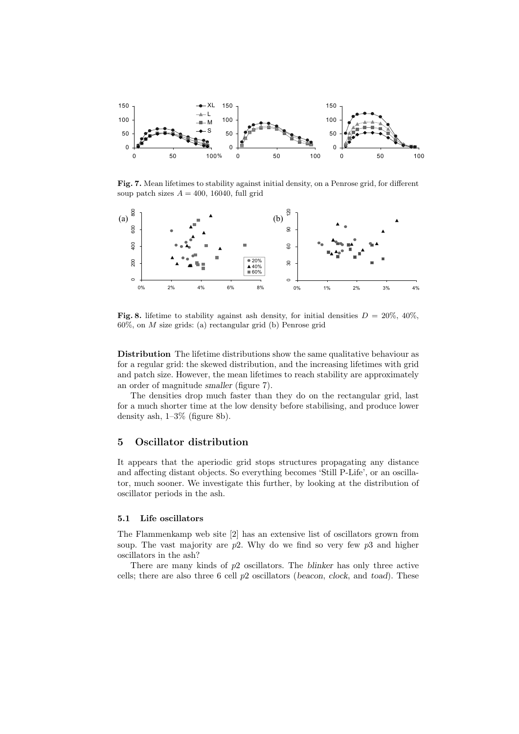**Fig. 7.** Mean lifetimes to stability against initial density, on a Penrose grid, for different soup patch sizes $A = 400$, 16040, full grid

**Fig. 8.** lifetime to stability against ash density, for initial densities $D = 20\%$, 40%, 60%, on $M$ size grids: (a) rectangular grid (b) Penrose grid

**Distribution** The lifetime distributions show the same qualitative behaviour as for a regular grid: the skewed distribution, and the increasing lifetimes with grid and patch size. However, the mean lifetimes to reach stability are approximately an order of magnitude *smaller* (figure 7).

The densities drop much faster than they do on the rectangular grid, last for a much shorter time at the low density before stabilising, and produce lower density ash, 1–3% (figure 8b).

## 5 Oscillator distribution

It appears that the aperiodic grid stops structures propagating any distance and affecting distant objects. So everything becomes 'Still P-Life', or an oscillator, much sooner. We investigate this further, by looking at the distribution of oscillator periods in the ash.

### 5.1 Life oscillators

The Flammenkamp web site [2] has an extensive list of oscillators grown from soup. The vast majority are $p2$. Why do we find so very few $p3$ and higher oscillators in the ash?

There are many kinds of $p2$ oscillators. The *blinker* has only three active cells; there are also three 6 cell $p2$ oscillators (*beacon*, *clock*, and *toad*). These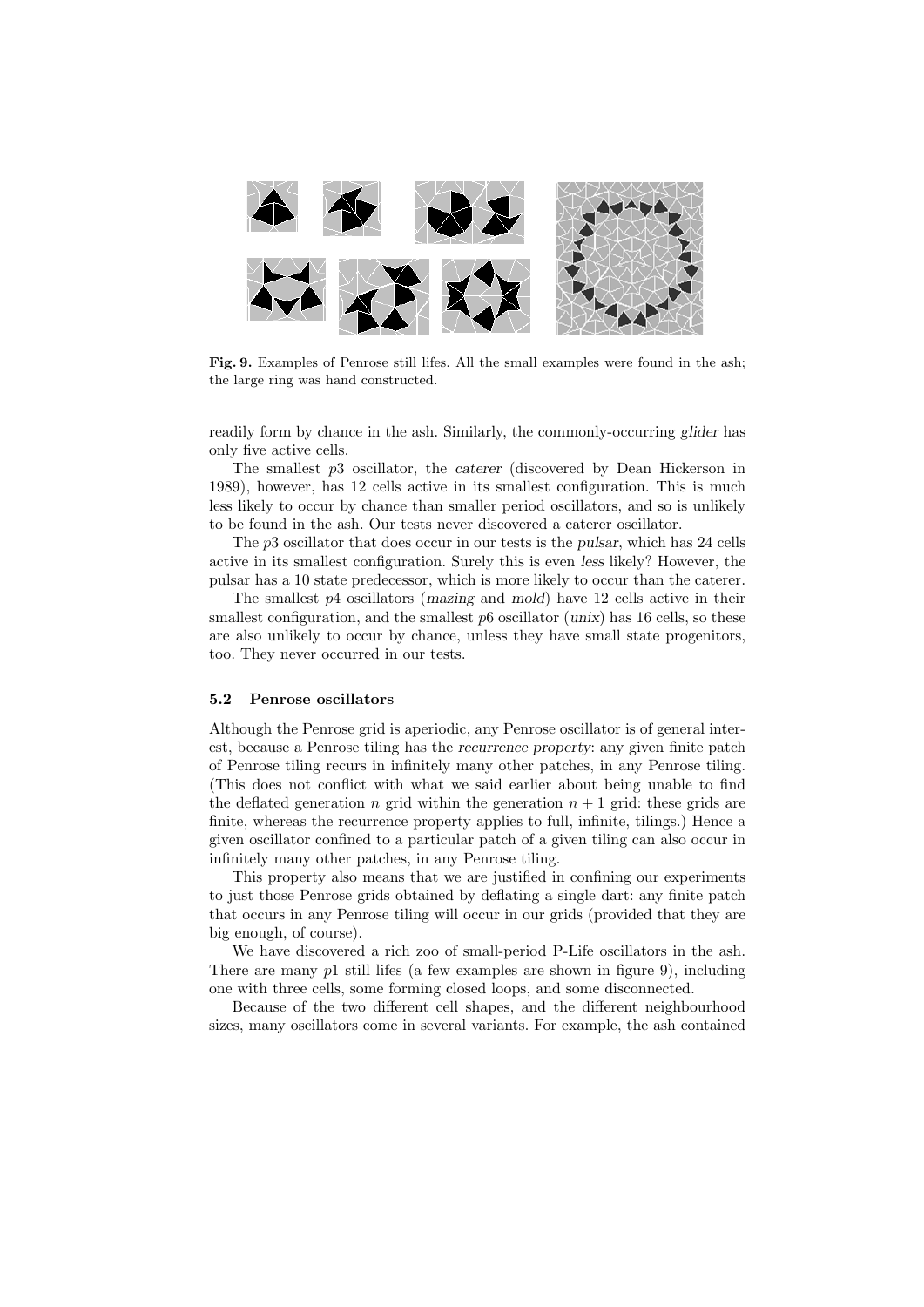**Fig. 9.** Examples of Penrose still lifes. All the small examples were found in the ash; the large ring was hand constructed.

readily form by chance in the ash. Similarly, the commonly-occurring *glider* has only five active cells.

The smallest *p*3 oscillator, the *caterer* (discovered by Dean Hickerson in 1989), however, has 12 cells active in its smallest configuration. This is much less likely to occur by chance than smaller period oscillators, and so is unlikely to be found in the ash. Our tests never discovered a caterer oscillator.

The *p*3 oscillator that does occur in our tests is the *pulsar*, which has 24 cells active in its smallest configuration. Surely this is even *less* likely? However, the pulsar has a 10 state predecessor, which is more likely to occur than the caterer.

The smallest *p*4 oscillators (*mazing* and *mold*) have 12 cells active in their smallest configuration, and the smallest *p*6 oscillator (*unix*) has 16 cells, so these are also unlikely to occur by chance, unless they have small state progenitors, too. They never occurred in our tests.

### 5.2 Penrose oscillators

Although the Penrose grid is aperiodic, any Penrose oscillator is of general interest, because a Penrose tiling has the *recurrence property*: any given finite patch of Penrose tiling recurs in infinitely many other patches, in any Penrose tiling. (This does not conflict with what we said earlier about being unable to find the deflated generation $n$ grid within the generation $n + 1$ grid: these grids are finite, whereas the recurrence property applies to full, infinite, tilings.) Hence a given oscillator confined to a particular patch of a given tiling can also occur in infinitely many other patches, in any Penrose tiling.

This property also means that we are justified in confining our experiments to just those Penrose grids obtained by deflating a single dart: any finite patch that occurs in any Penrose tiling will occur in our grids (provided that they are big enough, of course).

We have discovered a rich zoo of small-period P-Life oscillators in the ash. There are many *p*1 still lifes (a few examples are shown in figure 9), including one with three cells, some forming closed loops, and some disconnected.

Because of the two different cell shapes, and the different neighbourhood sizes, many oscillators come in several variants. For example, the ash contained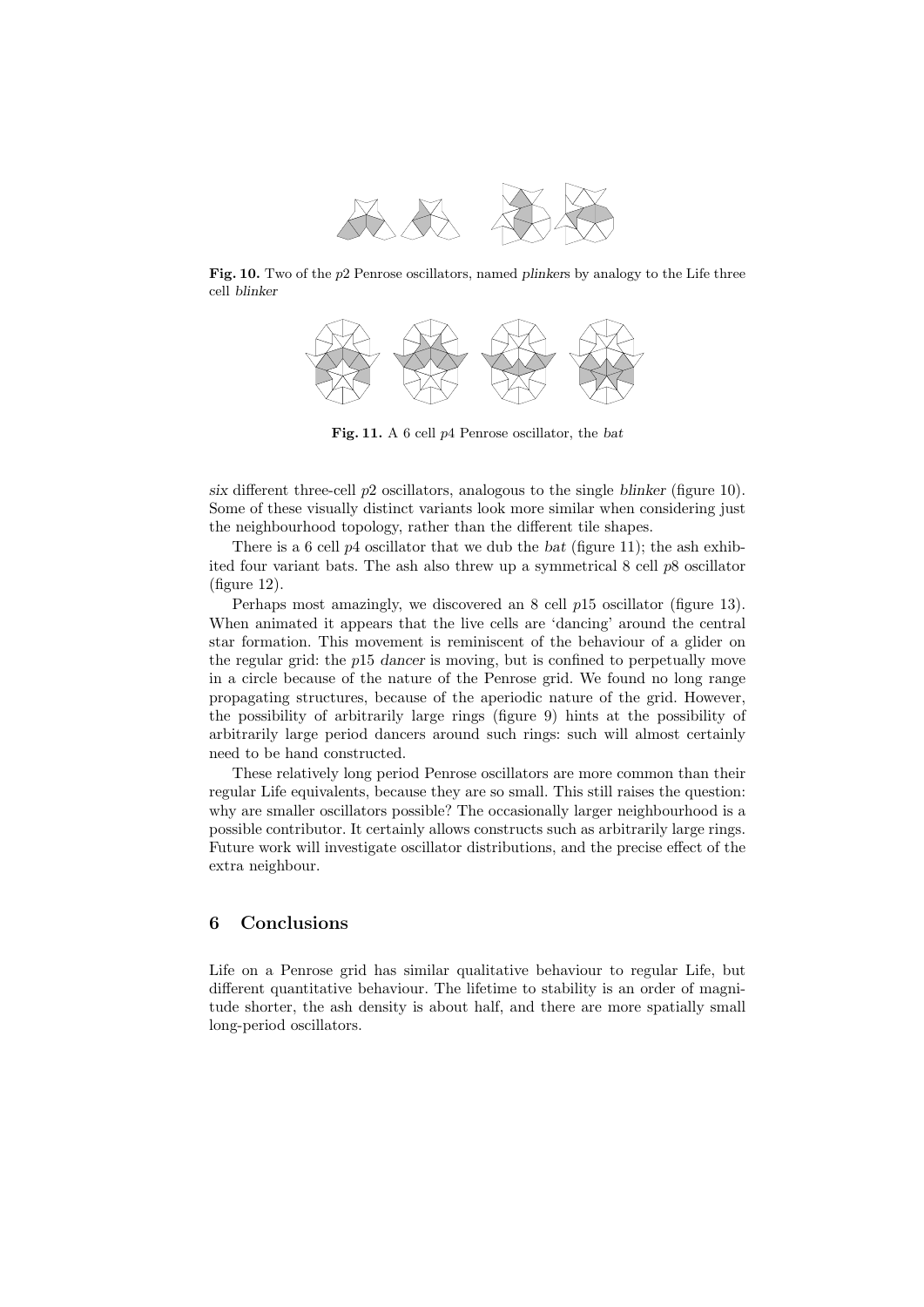**Fig. 10.** Two of the $p2$ Penrose oscillators, named *plinkers* by analogy to the Life three cell *blinker*

**Fig. 11.** A 6 cell $p4$ Penrose oscillator, the *bat*

*six* different three-cell $p2$ oscillators, analogous to the single *blinker* (figure 10). Some of these visually distinct variants look more similar when considering just the neighbourhood topology, rather than the different tile shapes.

There is a 6 cell $p4$ oscillator that we dub the *bat* (figure 11); the ash exhibited four variant bats. The ash also threw up a symmetrical 8 cell $p8$ oscillator (figure 12).

Perhaps most amazingly, we discovered an 8 cell $p15$ oscillator (figure 13). When animated it appears that the live cells are 'dancing' around the central star formation. This movement is reminiscent of the behaviour of a glider on the regular grid: the $p15$ *dancer* is moving, but is confined to perpetually move in a circle because of the nature of the Penrose grid. We found no long range propagating structures, because of the aperiodic nature of the grid. However, the possibility of arbitrarily large rings (figure 9) hints at the possibility of arbitrarily large period dancers around such rings: such will almost certainly need to be hand constructed.

These relatively long period Penrose oscillators are more common than their regular Life equivalents, because they are so small. This still raises the question: why are smaller oscillators possible? The occasionally larger neighbourhood is a possible contributor. It certainly allows constructs such as arbitrarily large rings. Future work will investigate oscillator distributions, and the precise effect of the extra neighbour.

## 6 Conclusions

Life on a Penrose grid has similar qualitative behaviour to regular Life, but different quantitative behaviour. The lifetime to stability is an order of magnitude shorter, the ash density is about half, and there are more spatially small long-period oscillators.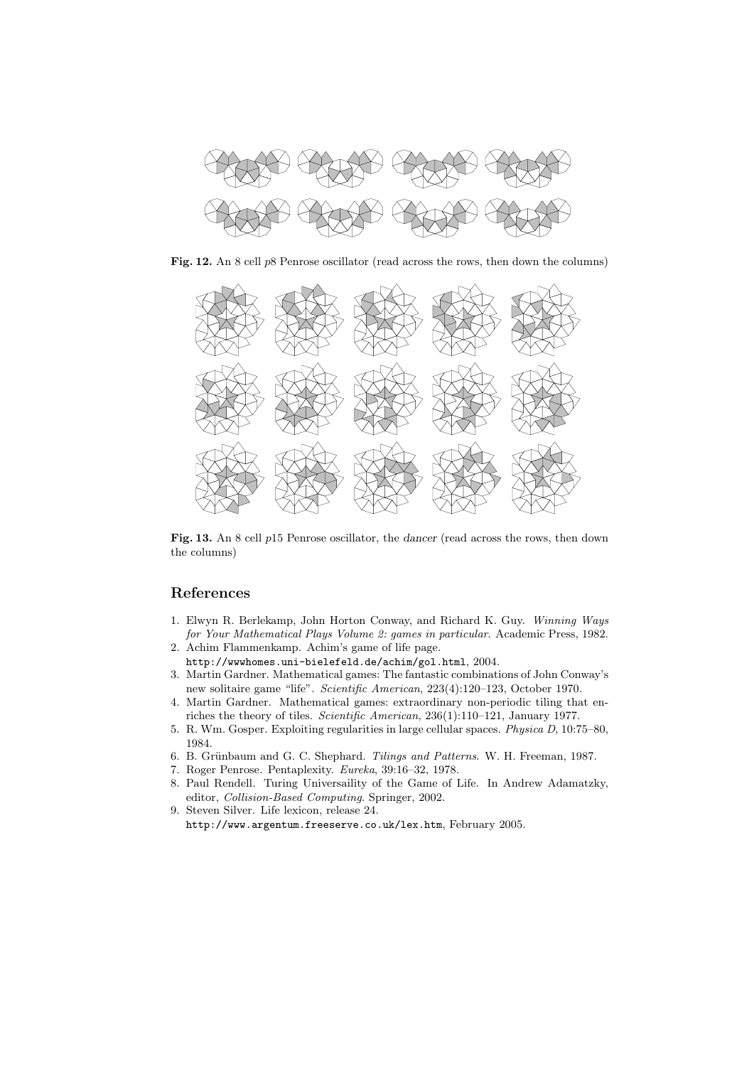**Fig. 12.** An 8 cell $p8$ Penrose oscillator (read across the rows, then down the columns)

**Fig. 13.** An 8 cell $p15$ Penrose oscillator, the *dancer* (read across the rows, then down the columns)

## References

1. Elwyn R. Berlekamp, John Horton Conway, and Richard K. Guy. *Winning Ways for Your Mathematical Plays Volume 2: games in particular*. Academic Press, 1982.
2. Achim Flammenkamp. Achim's game of life page. http://wwwhomes.uni-bielefeld.de/achim/gol.html, 2004.
3. Martin Gardner. Mathematical games: The fantastic combinations of John Conway's new solitaire game "life". *Scientific American*, 223(4):120–123, October 1970.
4. Martin Gardner. Mathematical games: extraordinary non-periodic tiling that enriches the theory of tiles. *Scientific American*, 236(1):110–121, January 1977.
5. R. Wm. Gosper. Exploiting regularities in large cellular spaces. *Physica D*, 10:75–80, 1984.
6. B. Grünbaum and G. C. Shephard. *Tilings and Patterns*. W. H. Freeman, 1987.
7. Roger Penrose. Pentaplexity. *Eureka*, 39:16–32, 1978.
8. Paul Rendell. Turing Universaility of the Game of Life. In Andrew Adamatzky, editor, *Collision-Based Computing*. Springer, 2002.
9. Steven Silver. Life lexicon, release 24. http://www.argentum.freeserve.co.uk/lex.htm, February 2005.